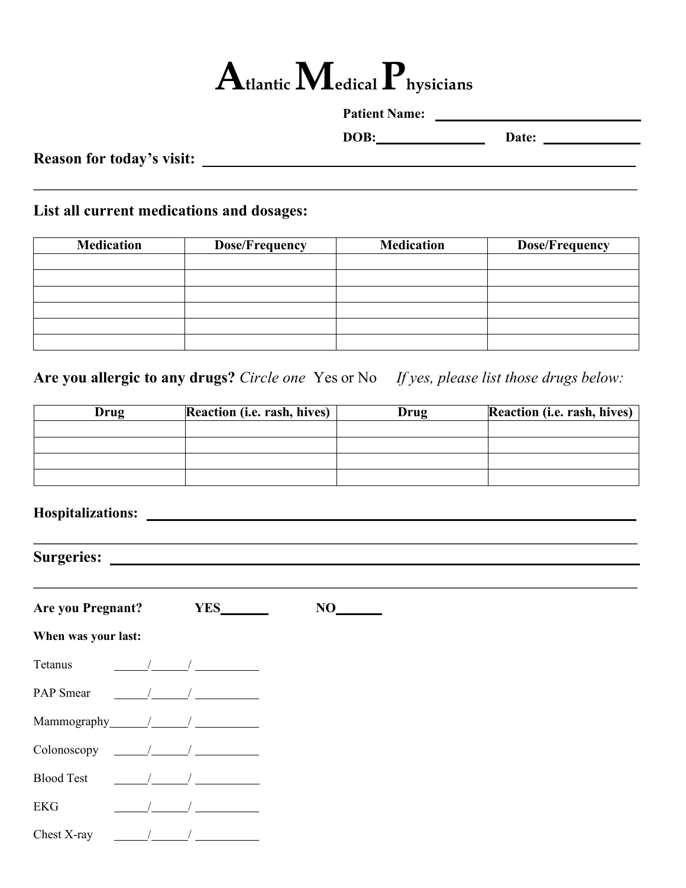# Atlantic Medical Physicians

**Patient Name:** ______________________________

**DOB:** ________________ **Date:** ______________

**Reason for today's visit:** ____________________________________________________________

______________________________________________________________________________

## List all current medications and dosages:

| Medication | Dose/Frequency | Medication | Dose/Frequency |
| --- | --- | --- | --- |
| | | | |
| | | | |
| | | | |
| | | | |
| | | | |
| | | | |

**Are you allergic to any drugs?** *Circle one* Yes or No *If yes, please list those drugs below:*

| Drug | Reaction (i.e. rash, hives) | Drug | Reaction (i.e. rash, hives) |
| --- | --- | --- | --- |
| | | | |
| | | | |
| | | | |
| | | | |

**Hospitalizations:** ____________________________________________________________

______________________________________________________________________________

**Surgeries:** ____________________________________________________________

______________________________________________________________________________

**Are you Pregnant?** **YES**_______ **NO**_______

**When was your last:**

Tetanus ______/______/ __________

PAP Smear ______/______/ __________

Mammography______/______/ __________

Colonoscopy ______/______/ __________

Blood Test ______/______/ __________

EKG ______/______/ __________

Chest X-ray ______/______/ __________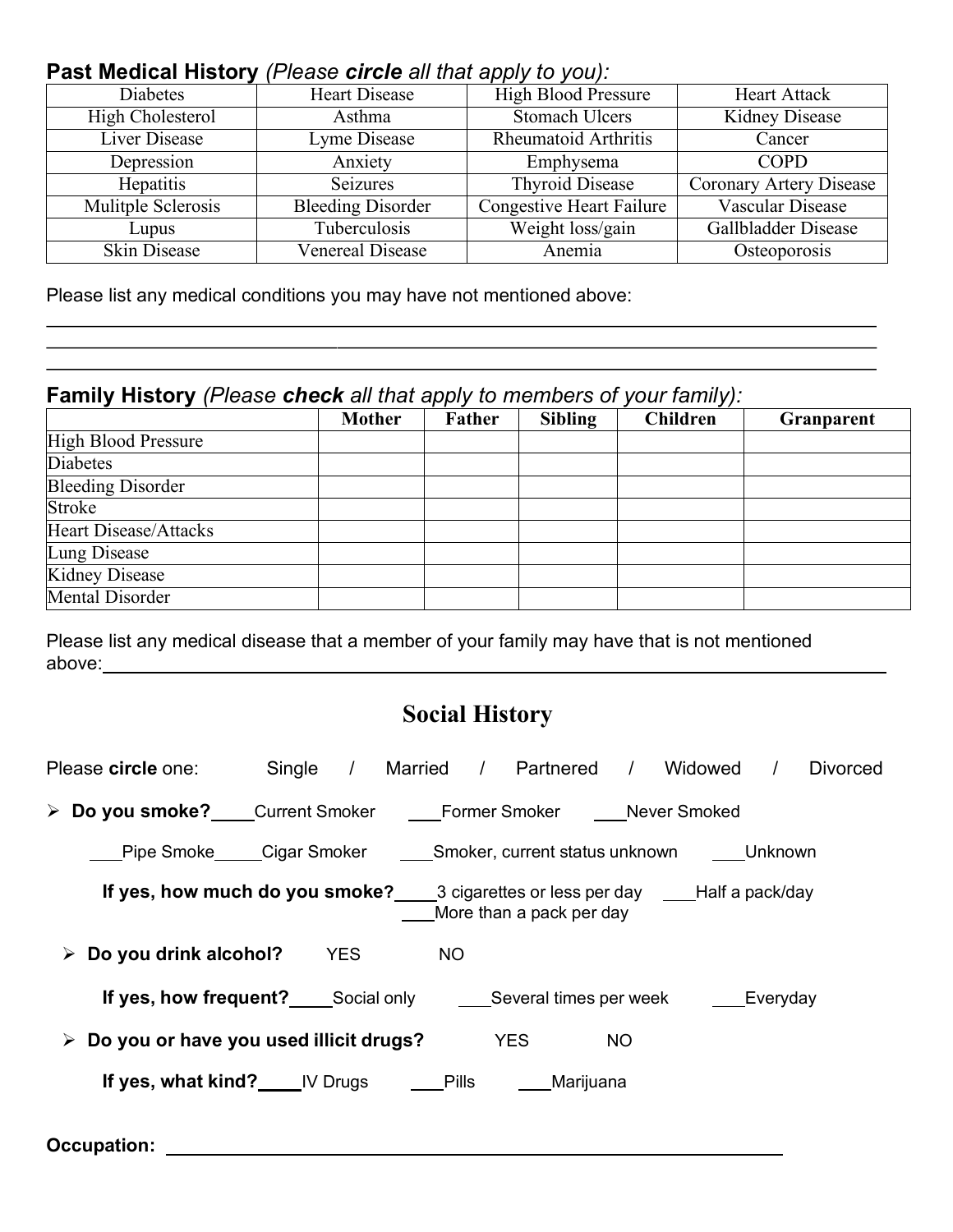**Past Medical History** *(Please **circle** all that apply to you):*

| | | | |
|---|---|---|---|
| Diabetes | Heart Disease | High Blood Pressure | Heart Attack |
| High Cholesterol | Asthma | Stomach Ulcers | Kidney Disease |
| Liver Disease | Lyme Disease | Rheumatoid Arthritis | Cancer |
| Depression | Anxiety | Emphysema | COPD |
| Hepatitis | Seizures | Thyroid Disease | Coronary Artery Disease |
| Mulitple Sclerosis | Bleeding Disorder | Congestive Heart Failure | Vascular Disease |
| Lupus | Tuberculosis | Weight loss/gain | Gallbladder Disease |
| Skin Disease | Venereal Disease | Anemia | Osteoporosis |

Please list any medical conditions you may have not mentioned above:

______________________________________________________________________________

______________________________________________________________________________

______________________________________________________________________________

**Family History** *(Please **check** all that apply to members of your family):*

| | Mother | Father | Sibling | Children | Granparent |
|---|---|---|---|---|---|
| High Blood Pressure | | | | | |
| Diabetes | | | | | |
| Bleeding Disorder | | | | | |
| Stroke | | | | | |
| Heart Disease/Attacks | | | | | |
| Lung Disease | | | | | |
| Kidney Disease | | | | | |
| Mental Disorder | | | | | |

Please list any medical disease that a member of your family may have that is not mentioned above:______________________________________________________________________

## Social History

Please **circle** one: Single / Married / Partnered / Widowed / Divorced

- **Do you smoke?**\_\_\_\_Current Smoker \_\_\_\_Former Smoker \_\_\_\_Never Smoked

  \_\_\_Pipe Smoke\_\_\_\_Cigar Smoker \_\_\_Smoker, current status unknown \_\_\_Unknown

  **If yes, how much do you smoke?**\_\_\_\_3 cigarettes or less per day \_\_\_Half a pack/day \_\_\_More than a pack per day

- **Do you drink alcohol?** YES NO

  **If yes, how frequent?**\_\_\_\_Social only \_\_\_Several times per week \_\_\_Everyday

- **Do you or have you used illicit drugs?** YES NO

  **If yes, what kind?**\_\_\_\_IV Drugs \_\_\_Pills \_\_\_Marijuana

**Occupation:** ______________________________________________________________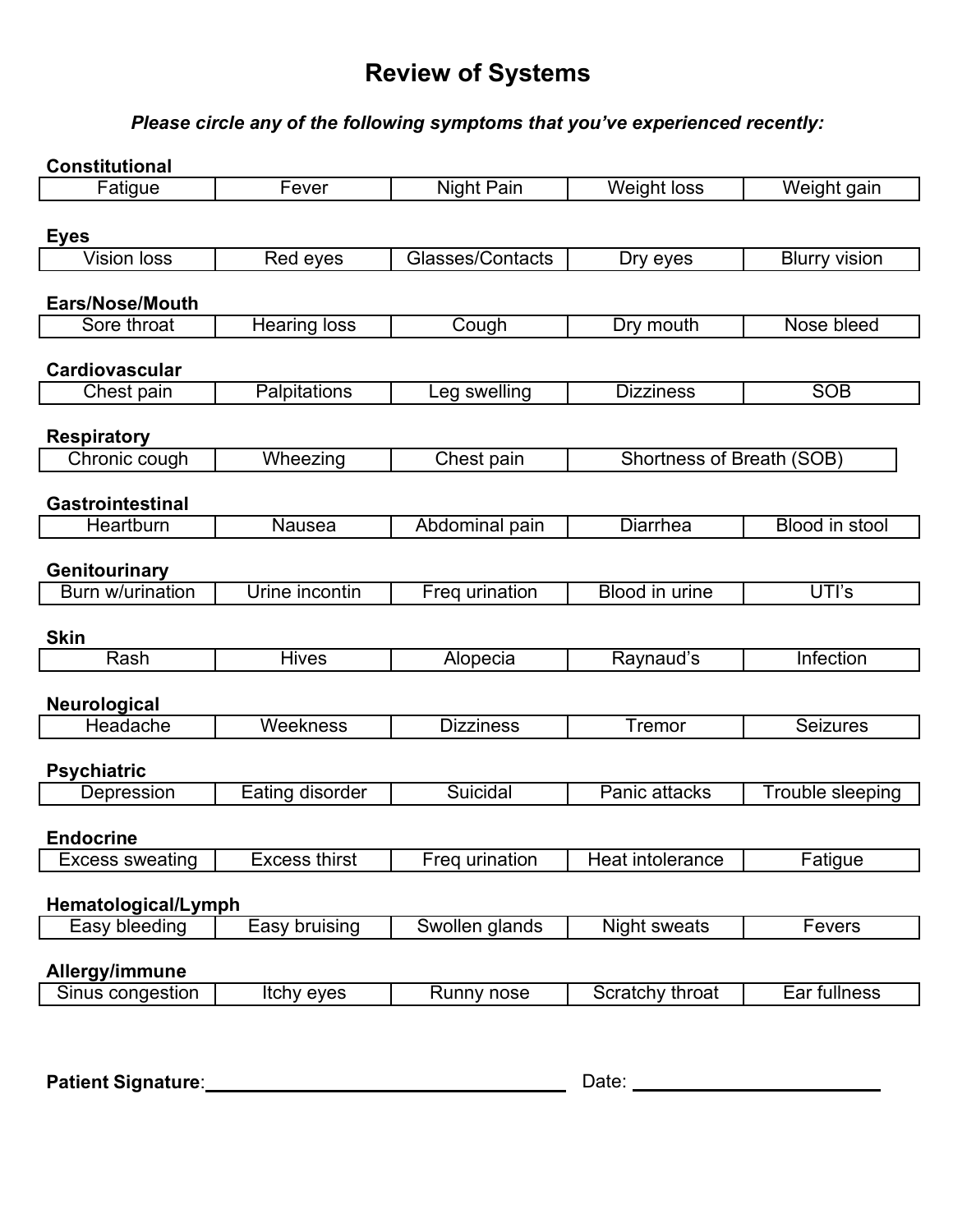# Review of Systems

***Please circle any of the following symptoms that you've experienced recently:***

**Constitutional**

| | | | | |
|---|---|---|---|---|
| Fatigue | Fever | Night Pain | Weight loss | Weight gain |

**Eyes**

| | | | | |
|---|---|---|---|---|
| Vision loss | Red eyes | Glasses/Contacts | Dry eyes | Blurry vision |

**Ears/Nose/Mouth**

| | | | | |
|---|---|---|---|---|
| Sore throat | Hearing loss | Cough | Dry mouth | Nose bleed |

**Cardiovascular**

| | | | | |
|---|---|---|---|---|
| Chest pain | Palpitations | Leg swelling | Dizziness | SOB |

**Respiratory**

| | | | |
|---|---|---|---|
| Chronic cough | Wheezing | Chest pain | Shortness of Breath (SOB) |

**Gastrointestinal**

| | | | | |
|---|---|---|---|---|
| Heartburn | Nausea | Abdominal pain | Diarrhea | Blood in stool |

**Genitourinary**

| | | | | |
|---|---|---|---|---|
| Burn w/urination | Urine incontin | Freq urination | Blood in urine | UTI's |

**Skin**

| | | | | |
|---|---|---|---|---|
| Rash | Hives | Alopecia | Raynaud's | Infection |

**Neurological**

| | | | | |
|---|---|---|---|---|
| Headache | Weekness | Dizziness | Tremor | Seizures |

**Psychiatric**

| | | | | |
|---|---|---|---|---|
| Depression | Eating disorder | Suicidal | Panic attacks | Trouble sleeping |

**Endocrine**

| | | | | |
|---|---|---|---|---|
| Excess sweating | Excess thirst | Freq urination | Heat intolerance | Fatigue |

**Hematological/Lymph**

| | | | | |
|---|---|---|---|---|
| Easy bleeding | Easy bruising | Swollen glands | Night sweats | Fevers |

**Allergy/immune**

| | | | | |
|---|---|---|---|---|
| Sinus congestion | Itchy eyes | Runny nose | Scratchy throat | Ear fullness |

**Patient Signature**:______________________________ Date: ____________________